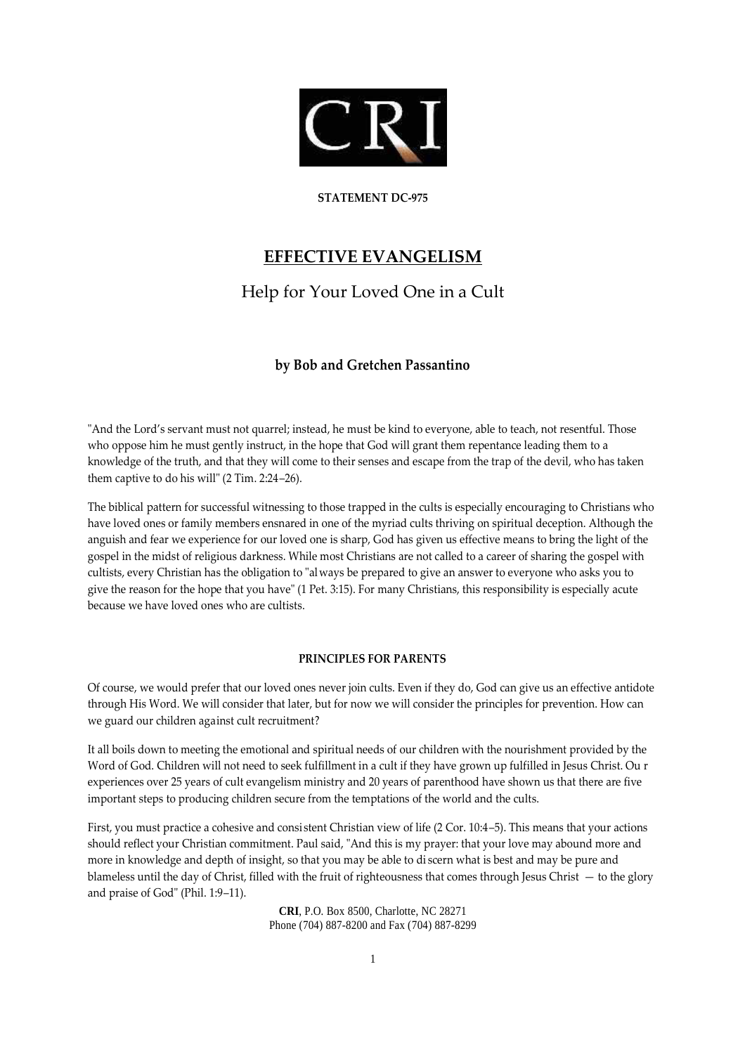**STATEMENT DC-975**

# EFFECTIVE EVANGELISM

## Help for Your Loved One in a Cult

**by Bob and Gretchen Passantino**

"And the Lord's servant must not quarrel; instead, he must be kind to everyone, able to teach, not resentful. Those who oppose him he must gently instruct, in the hope that God will grant them repentance leading them to a knowledge of the truth, and that they will come to their senses and escape from the trap of the devil, who has taken them captive to do his will" (2 Tim. 2:24–26).

The biblical pattern for successful witnessing to those trapped in the cults is especially encouraging to Christians who have loved ones or family members ensnared in one of the myriad cults thriving on spiritual deception. Although the anguish and fear we experience for our loved one is sharp, God has given us effective means to bring the light of the gospel in the midst of religious darkness. While most Christians are not called to a career of sharing the gospel with cultists, every Christian has the obligation to "always be prepared to give an answer to everyone who asks you to give the reason for the hope that you have" (1 Pet. 3:15). For many Christians, this responsibility is especially acute because we have loved ones who are cultists.

### PRINCIPLES FOR PARENTS

Of course, we would prefer that our loved ones never join cults. Even if they do, God can give us an effective antidote through His Word. We will consider that later, but for now we will consider the principles for prevention. How can we guard our children against cult recruitment?

It all boils down to meeting the emotional and spiritual needs of our children with the nourishment provided by the Word of God. Children will not need to seek fulfillment in a cult if they have grown up fulfilled in Jesus Christ. Our experiences over 25 years of cult evangelism ministry and 20 years of parenthood have shown us that there are five important steps to producing children secure from the temptations of the world and the cults.

First, you must practice a cohesive and consistent Christian view of life (2 Cor. 10:4–5). This means that your actions should reflect your Christian commitment. Paul said, "And this is my prayer: that your love may abound more and more in knowledge and depth of insight, so that you may be able to discern what is best and may be pure and blameless until the day of Christ, filled with the fruit of righteousness that comes through Jesus Christ — to the glory and praise of God" (Phil. 1:9–11).

**CRI**, P.O. Box 8500, Charlotte, NC 28271
Phone (704) 887-8200 and Fax (704) 887-8299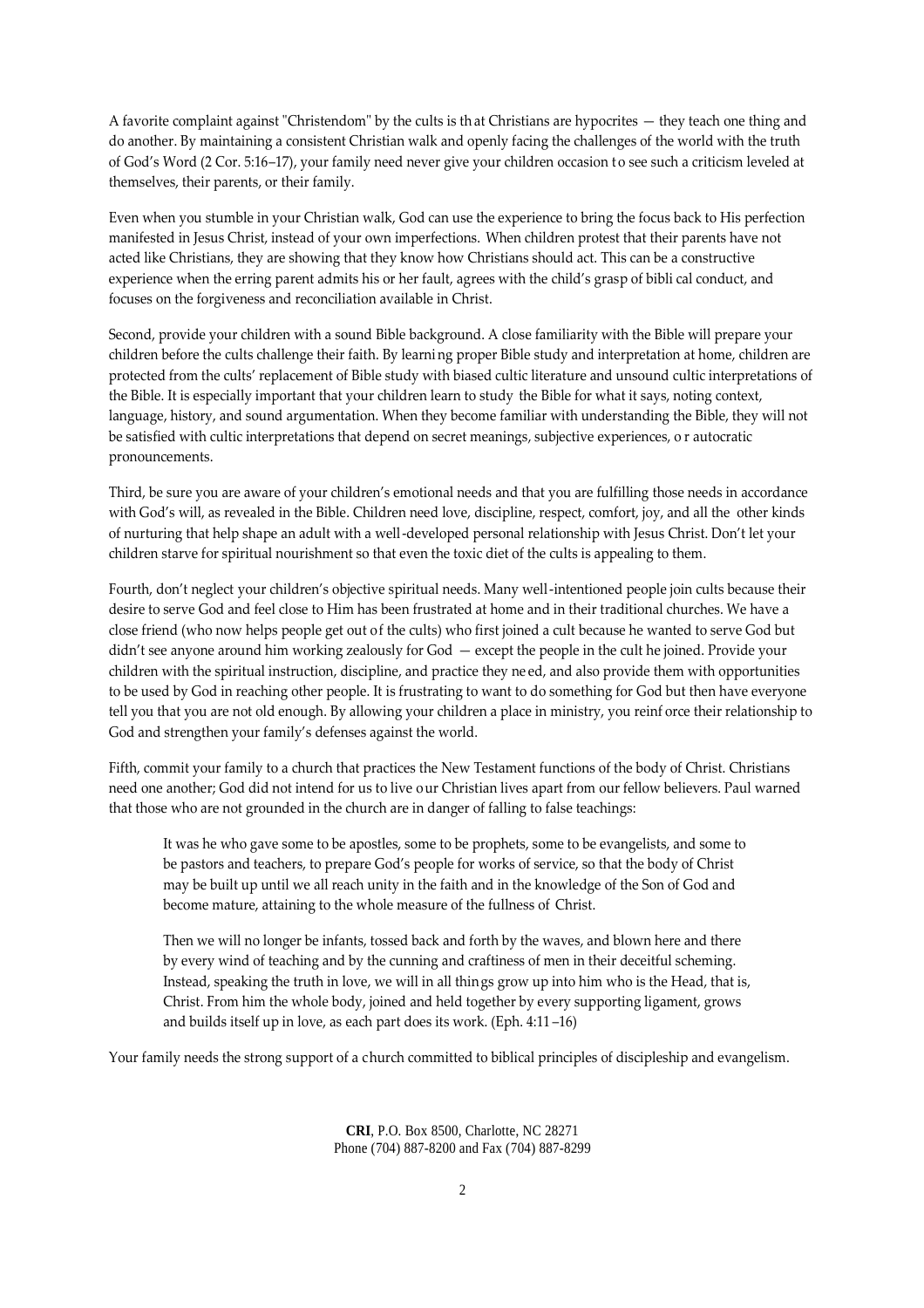A favorite complaint against "Christendom" by the cults is that Christians are hypocrites — they teach one thing and do another. By maintaining a consistent Christian walk and openly facing the challenges of the world with the truth of God's Word (2 Cor. 5:16–17), your family need never give your children occasion to see such a criticism leveled at themselves, their parents, or their family.

Even when you stumble in your Christian walk, God can use the experience to bring the focus back to His perfection manifested in Jesus Christ, instead of your own imperfections. When children protest that their parents have not acted like Christians, they are showing that they know how Christians should act. This can be a constructive experience when the erring parent admits his or her fault, agrees with the child's grasp of biblical conduct, and focuses on the forgiveness and reconciliation available in Christ.

Second, provide your children with a sound Bible background. A close familiarity with the Bible will prepare your children before the cults challenge their faith. By learning proper Bible study and interpretation at home, children are protected from the cults' replacement of Bible study with biased cultic literature and unsound cultic interpretations of the Bible. It is especially important that your children learn to study the Bible for what it says, noting context, language, history, and sound argumentation. When they become familiar with understanding the Bible, they will not be satisfied with cultic interpretations that depend on secret meanings, subjective experiences, or autocratic pronouncements.

Third, be sure you are aware of your children's emotional needs and that you are fulfilling those needs in accordance with God's will, as revealed in the Bible. Children need love, discipline, respect, comfort, joy, and all the other kinds of nurturing that help shape an adult with a well-developed personal relationship with Jesus Christ. Don't let your children starve for spiritual nourishment so that even the toxic diet of the cults is appealing to them.

Fourth, don't neglect your children's objective spiritual needs. Many well-intentioned people join cults because their desire to serve God and feel close to Him has been frustrated at home and in their traditional churches. We have a close friend (who now helps people get out of the cults) who first joined a cult because he wanted to serve God but didn't see anyone around him working zealously for God — except the people in the cult he joined. Provide your children with the spiritual instruction, discipline, and practice they need, and also provide them with opportunities to be used by God in reaching other people. It is frustrating to want to do something for God but then have everyone tell you that you are not old enough. By allowing your children a place in ministry, you reinforce their relationship to God and strengthen your family's defenses against the world.

Fifth, commit your family to a church that practices the New Testament functions of the body of Christ. Christians need one another; God did not intend for us to live our Christian lives apart from our fellow believers. Paul warned that those who are not grounded in the church are in danger of falling to false teachings:

> It was he who gave some to be apostles, some to be prophets, some to be evangelists, and some to be pastors and teachers, to prepare God's people for works of service, so that the body of Christ may be built up until we all reach unity in the faith and in the knowledge of the Son of God and become mature, attaining to the whole measure of the fullness of Christ.
>
> Then we will no longer be infants, tossed back and forth by the waves, and blown here and there by every wind of teaching and by the cunning and craftiness of men in their deceitful scheming. Instead, speaking the truth in love, we will in all things grow up into him who is the Head, that is, Christ. From him the whole body, joined and held together by every supporting ligament, grows and builds itself up in love, as each part does its work. (Eph. 4:11–16)

Your family needs the strong support of a church committed to biblical principles of discipleship and evangelism.

**CRI**, P.O. Box 8500, Charlotte, NC 28271
Phone (704) 887-8200 and Fax (704) 887-8299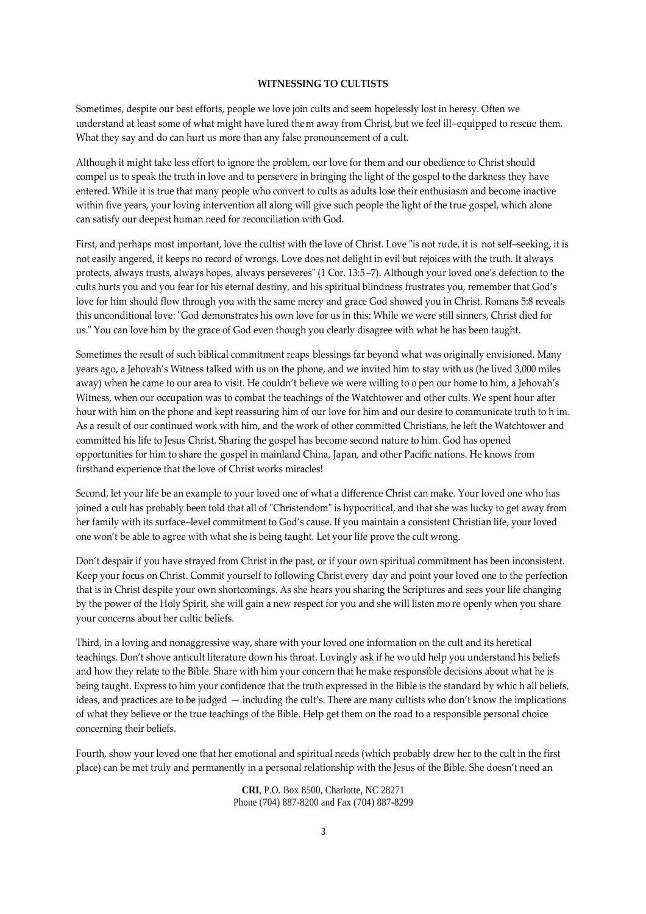**WITNESSING TO CULTISTS**

Sometimes, despite our best efforts, people we love join cults and seem hopelessly lost in heresy. Often we understand at least some of what might have lured them away from Christ, but we feel ill–equipped to rescue them. What they say and do can hurt us more than any false pronouncement of a cult.

Although it might take less effort to ignore the problem, our love for them and our obedience to Christ should compel us to speak the truth in love and to persevere in bringing the light of the gospel to the darkness they have entered. While it is true that many people who convert to cults as adults lose their enthusiasm and become inactive within five years, your loving intervention all along will give such people the light of the true gospel, which alone can satisfy our deepest human need for reconciliation with God.

First, and perhaps most important, love the cultist with the love of Christ. Love "is not rude, it is not self–seeking, it is not easily angered, it keeps no record of wrongs. Love does not delight in evil but rejoices with the truth. It always protects, always trusts, always hopes, always perseveres" (1 Cor. 13:5–7). Although your loved one's defection to the cults hurts you and you fear for his eternal destiny, and his spiritual blindness frustrates you, remember that God's love for him should flow through you with the same mercy and grace God showed you in Christ. Romans 5:8 reveals this unconditional love: "God demonstrates his own love for us in this: While we were still sinners, Christ died for us." You can love him by the grace of God even though you clearly disagree with what he has been taught.

Sometimes the result of such biblical commitment reaps blessings far beyond what was originally envisioned. Many years ago, a Jehovah's Witness talked with us on the phone, and we invited him to stay with us (he lived 3,000 miles away) when he came to our area to visit. He couldn't believe we were willing to open our home to him, a Jehovah's Witness, when our occupation was to combat the teachings of the Watchtower and other cults. We spent hour after hour with him on the phone and kept reassuring him of our love for him and our desire to communicate truth to him. As a result of our continued work with him, and the work of other committed Christians, he left the Watchtower and committed his life to Jesus Christ. Sharing the gospel has become second nature to him. God has opened opportunities for him to share the gospel in mainland China, Japan, and other Pacific nations. He knows from firsthand experience that the love of Christ works miracles!

Second, let your life be an example to your loved one of what a difference Christ can make. Your loved one who has joined a cult has probably been told that all of "Christendom" is hypocritical, and that she was lucky to get away from her family with its surface–level commitment to God's cause. If you maintain a consistent Christian life, your loved one won't be able to agree with what she is being taught. Let your life prove the cult wrong.

Don't despair if you have strayed from Christ in the past, or if your own spiritual commitment has been inconsistent. Keep your focus on Christ. Commit yourself to following Christ every day and point your loved one to the perfection that is in Christ despite your own shortcomings. As she hears you sharing the Scriptures and sees your life changing by the power of the Holy Spirit, she will gain a new respect for you and she will listen more openly when you share your concerns about her cultic beliefs.

Third, in a loving and nonaggressive way, share with your loved one information on the cult and its heretical teachings. Don't shove anticult literature down his throat. Lovingly ask if he would help you understand his beliefs and how they relate to the Bible. Share with him your concern that he make responsible decisions about what he is being taught. Express to him your confidence that the truth expressed in the Bible is the standard by which all beliefs, ideas, and practices are to be judged — including the cult's. There are many cultists who don't know the implications of what they believe or the true teachings of the Bible. Help get them on the road to a responsible personal choice concerning their beliefs.

Fourth, show your loved one that her emotional and spiritual needs (which probably drew her to the cult in the first place) can be met truly and permanently in a personal relationship with the Jesus of the Bible. She doesn't need an

**CRI**, P.O. Box 8500, Charlotte, NC 28271
Phone (704) 887-8200 and Fax (704) 887-8299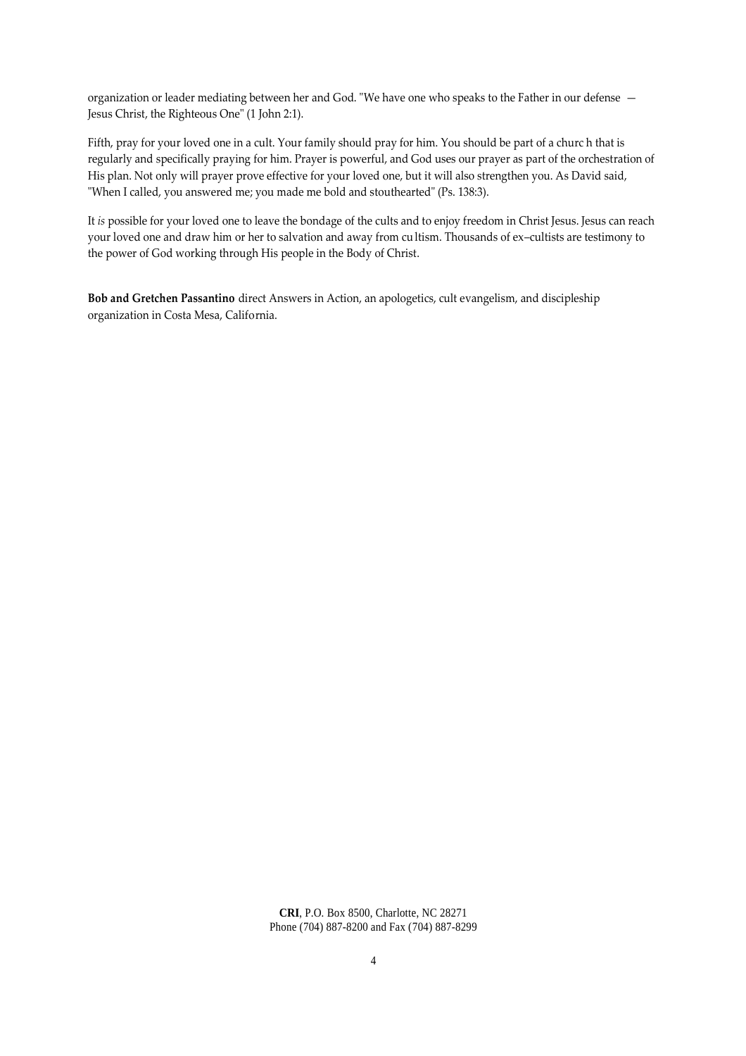organization or leader mediating between her and God. "We have one who speaks to the Father in our defense — Jesus Christ, the Righteous One" (1 John 2:1).

Fifth, pray for your loved one in a cult. Your family should pray for him. You should be part of a church that is regularly and specifically praying for him. Prayer is powerful, and God uses our prayer as part of the orchestration of His plan. Not only will prayer prove effective for your loved one, but it will also strengthen you. As David said, "When I called, you answered me; you made me bold and stouthearted" (Ps. 138:3).

It *is* possible for your loved one to leave the bondage of the cults and to enjoy freedom in Christ Jesus. Jesus can reach your loved one and draw him or her to salvation and away from cultism. Thousands of ex–cultists are testimony to the power of God working through His people in the Body of Christ.

**Bob and Gretchen Passantino** direct Answers in Action, an apologetics, cult evangelism, and discipleship organization in Costa Mesa, California.

**CRI**, P.O. Box 8500, Charlotte, NC 28271
Phone (704) 887-8200 and Fax (704) 887-8299